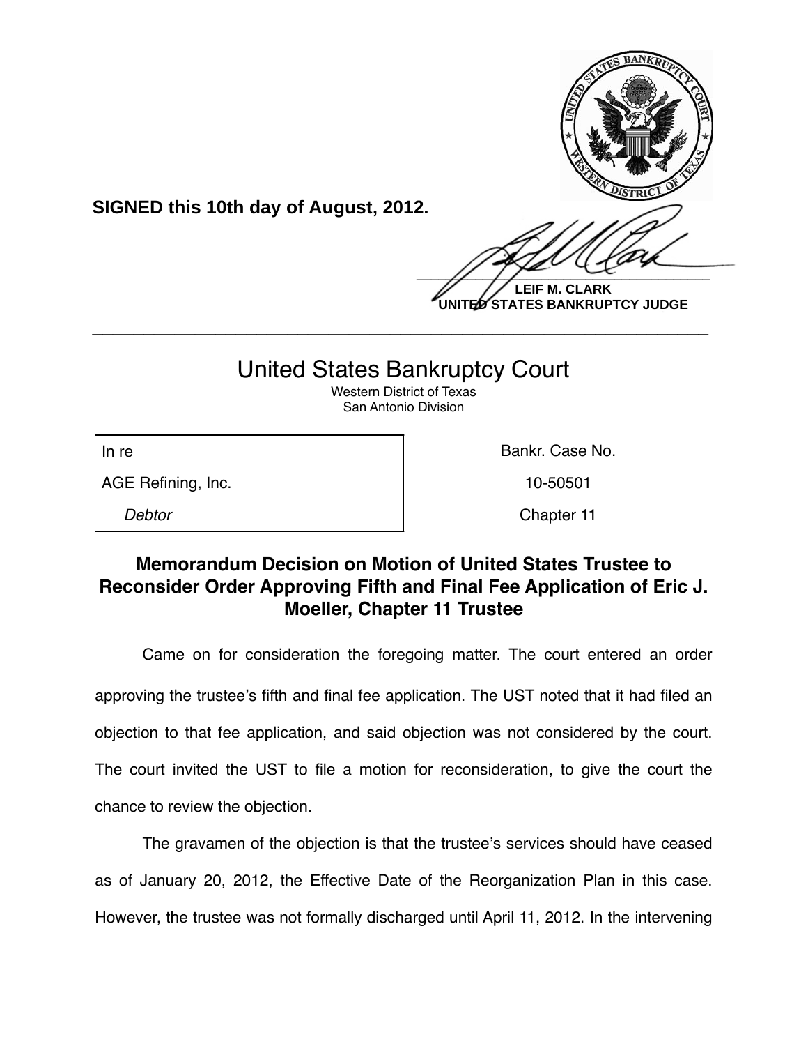**SIGNED this 10th day of August, 2012.**

**LEIF M. CLARK**
**UNITED STATES BANKRUPTCY JUDGE**

---

# United States Bankruptcy Court

Western District of Texas
San Antonio Division

| In re | Bankr. Case No. |
|---|---|
| AGE Refining, Inc. | 10-50501 |
| *Debtor* | Chapter 11 |

## Memorandum Decision on Motion of United States Trustee to Reconsider Order Approving Fifth and Final Fee Application of Eric J. Moeller, Chapter 11 Trustee

Came on for consideration the foregoing matter. The court entered an order approving the trustee's fifth and final fee application. The UST noted that it had filed an objection to that fee application, and said objection was not considered by the court. The court invited the UST to file a motion for reconsideration, to give the court the chance to review the objection.

The gravamen of the objection is that the trustee's services should have ceased as of January 20, 2012, the Effective Date of the Reorganization Plan in this case. However, the trustee was not formally discharged until April 11, 2012. In the intervening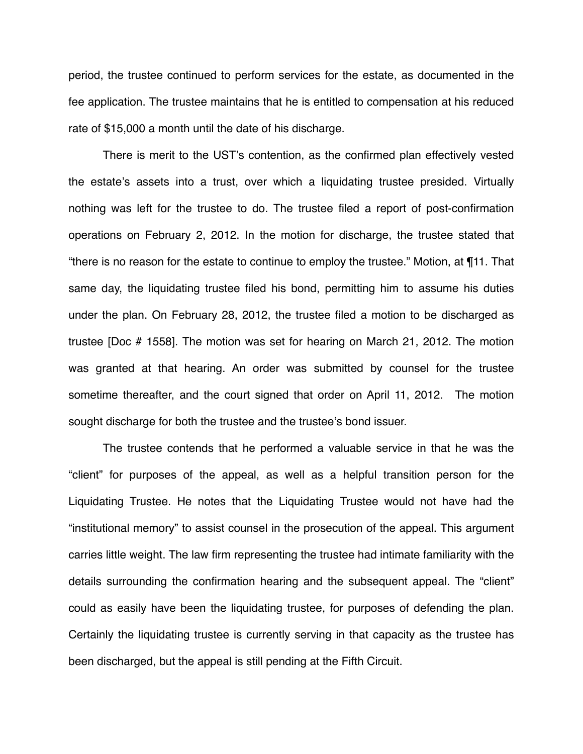period, the trustee continued to perform services for the estate, as documented in the fee application. The trustee maintains that he is entitled to compensation at his reduced rate of $15,000 a month until the date of his discharge.

There is merit to the UST's contention, as the confirmed plan effectively vested the estate's assets into a trust, over which a liquidating trustee presided. Virtually nothing was left for the trustee to do. The trustee filed a report of post-confirmation operations on February 2, 2012. In the motion for discharge, the trustee stated that "there is no reason for the estate to continue to employ the trustee." Motion, at ¶11. That same day, the liquidating trustee filed his bond, permitting him to assume his duties under the plan. On February 28, 2012, the trustee filed a motion to be discharged as trustee [Doc # 1558]. The motion was set for hearing on March 21, 2012. The motion was granted at that hearing. An order was submitted by counsel for the trustee sometime thereafter, and the court signed that order on April 11, 2012. The motion sought discharge for both the trustee and the trustee's bond issuer.

The trustee contends that he performed a valuable service in that he was the "client" for purposes of the appeal, as well as a helpful transition person for the Liquidating Trustee. He notes that the Liquidating Trustee would not have had the "institutional memory" to assist counsel in the prosecution of the appeal. This argument carries little weight. The law firm representing the trustee had intimate familiarity with the details surrounding the confirmation hearing and the subsequent appeal. The "client" could as easily have been the liquidating trustee, for purposes of defending the plan. Certainly the liquidating trustee is currently serving in that capacity as the trustee has been discharged, but the appeal is still pending at the Fifth Circuit.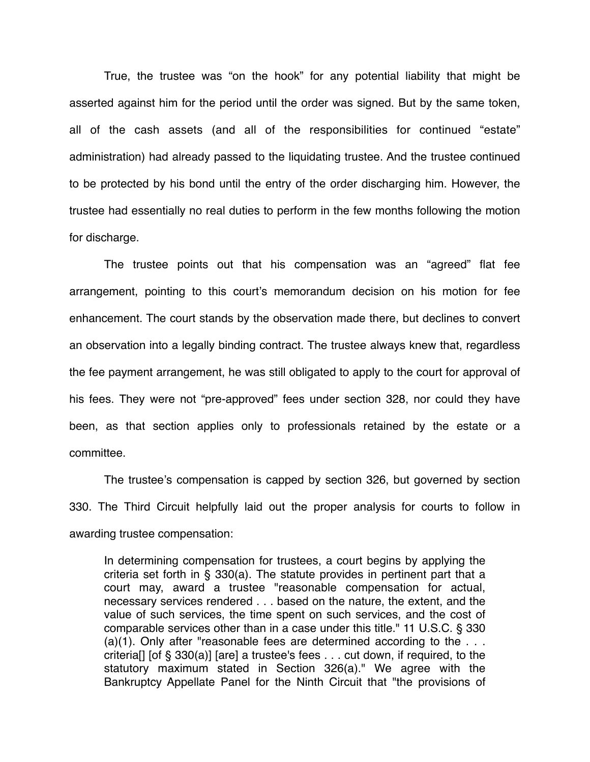True, the trustee was "on the hook" for any potential liability that might be asserted against him for the period until the order was signed. But by the same token, all of the cash assets (and all of the responsibilities for continued "estate" administration) had already passed to the liquidating trustee. And the trustee continued to be protected by his bond until the entry of the order discharging him. However, the trustee had essentially no real duties to perform in the few months following the motion for discharge.

The trustee points out that his compensation was an "agreed" flat fee arrangement, pointing to this court's memorandum decision on his motion for fee enhancement. The court stands by the observation made there, but declines to convert an observation into a legally binding contract. The trustee always knew that, regardless the fee payment arrangement, he was still obligated to apply to the court for approval of his fees. They were not "pre-approved" fees under section 328, nor could they have been, as that section applies only to professionals retained by the estate or a committee.

The trustee's compensation is capped by section 326, but governed by section 330. The Third Circuit helpfully laid out the proper analysis for courts to follow in awarding trustee compensation:

> In determining compensation for trustees, a court begins by applying the criteria set forth in § 330(a). The statute provides in pertinent part that a court may, award a trustee "reasonable compensation for actual, necessary services rendered . . . based on the nature, the extent, and the value of such services, the time spent on such services, and the cost of comparable services other than in a case under this title." 11 U.S.C. § 330 (a)(1). Only after "reasonable fees are determined according to the . . . criteria[] [of § 330(a)] [are] a trustee's fees . . . cut down, if required, to the statutory maximum stated in Section 326(a)." We agree with the Bankruptcy Appellate Panel for the Ninth Circuit that "the provisions of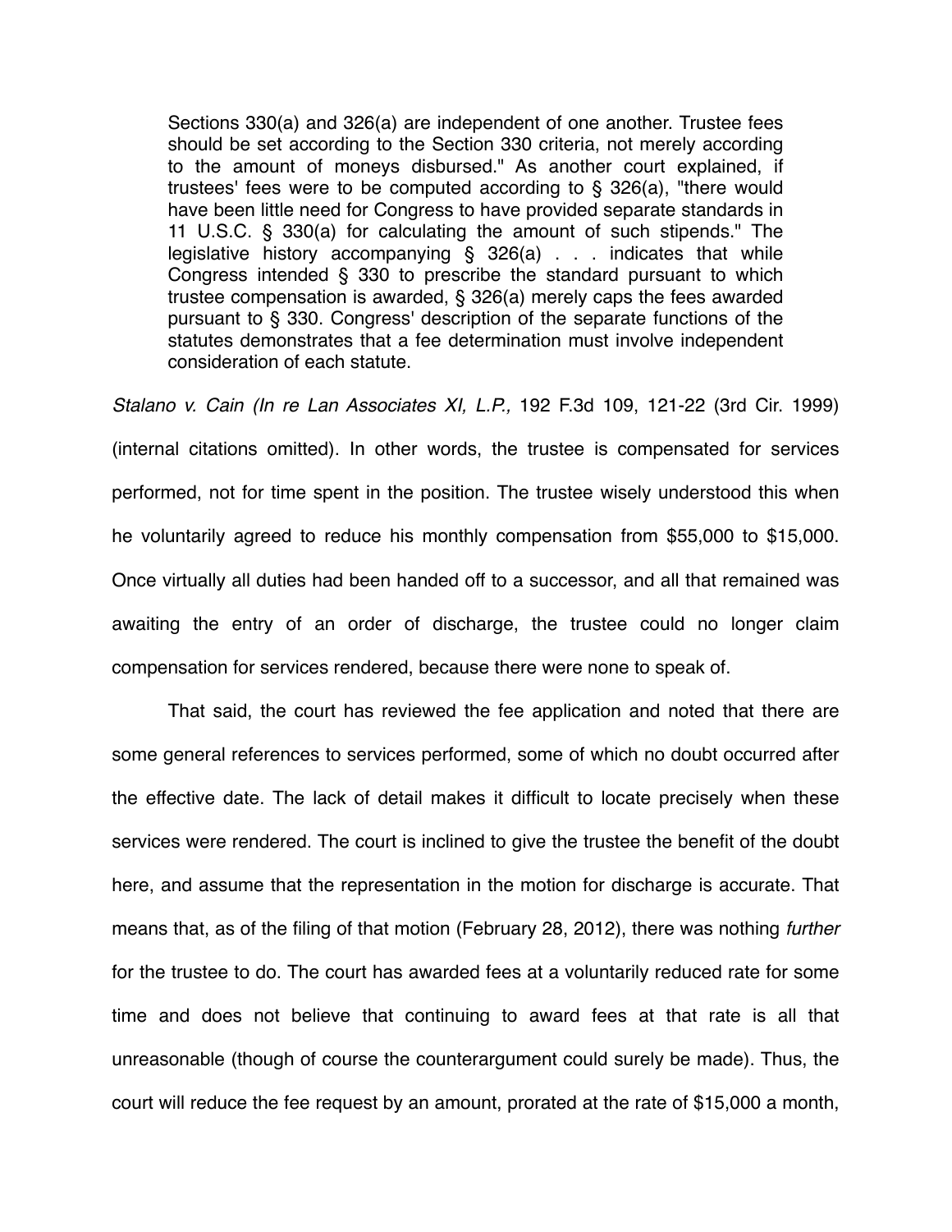> Sections 330(a) and 326(a) are independent of one another. Trustee fees should be set according to the Section 330 criteria, not merely according to the amount of moneys disbursed." As another court explained, if trustees' fees were to be computed according to § 326(a), "there would have been little need for Congress to have provided separate standards in 11 U.S.C. § 330(a) for calculating the amount of such stipends." The legislative history accompanying § 326(a) . . . indicates that while Congress intended § 330 to prescribe the standard pursuant to which trustee compensation is awarded, § 326(a) merely caps the fees awarded pursuant to § 330. Congress' description of the separate functions of the statutes demonstrates that a fee determination must involve independent consideration of each statute.

*Stalano v. Cain (In re Lan Associates XI, L.P.,* 192 F.3d 109, 121-22 (3rd Cir. 1999) (internal citations omitted). In other words, the trustee is compensated for services performed, not for time spent in the position. The trustee wisely understood this when he voluntarily agreed to reduce his monthly compensation from $55,000 to $15,000. Once virtually all duties had been handed off to a successor, and all that remained was awaiting the entry of an order of discharge, the trustee could no longer claim compensation for services rendered, because there were none to speak of.

That said, the court has reviewed the fee application and noted that there are some general references to services performed, some of which no doubt occurred after the effective date. The lack of detail makes it difficult to locate precisely when these services were rendered. The court is inclined to give the trustee the benefit of the doubt here, and assume that the representation in the motion for discharge is accurate. That means that, as of the filing of that motion (February 28, 2012), there was nothing *further* for the trustee to do. The court has awarded fees at a voluntarily reduced rate for some time and does not believe that continuing to award fees at that rate is all that unreasonable (though of course the counterargument could surely be made). Thus, the court will reduce the fee request by an amount, prorated at the rate of $15,000 a month,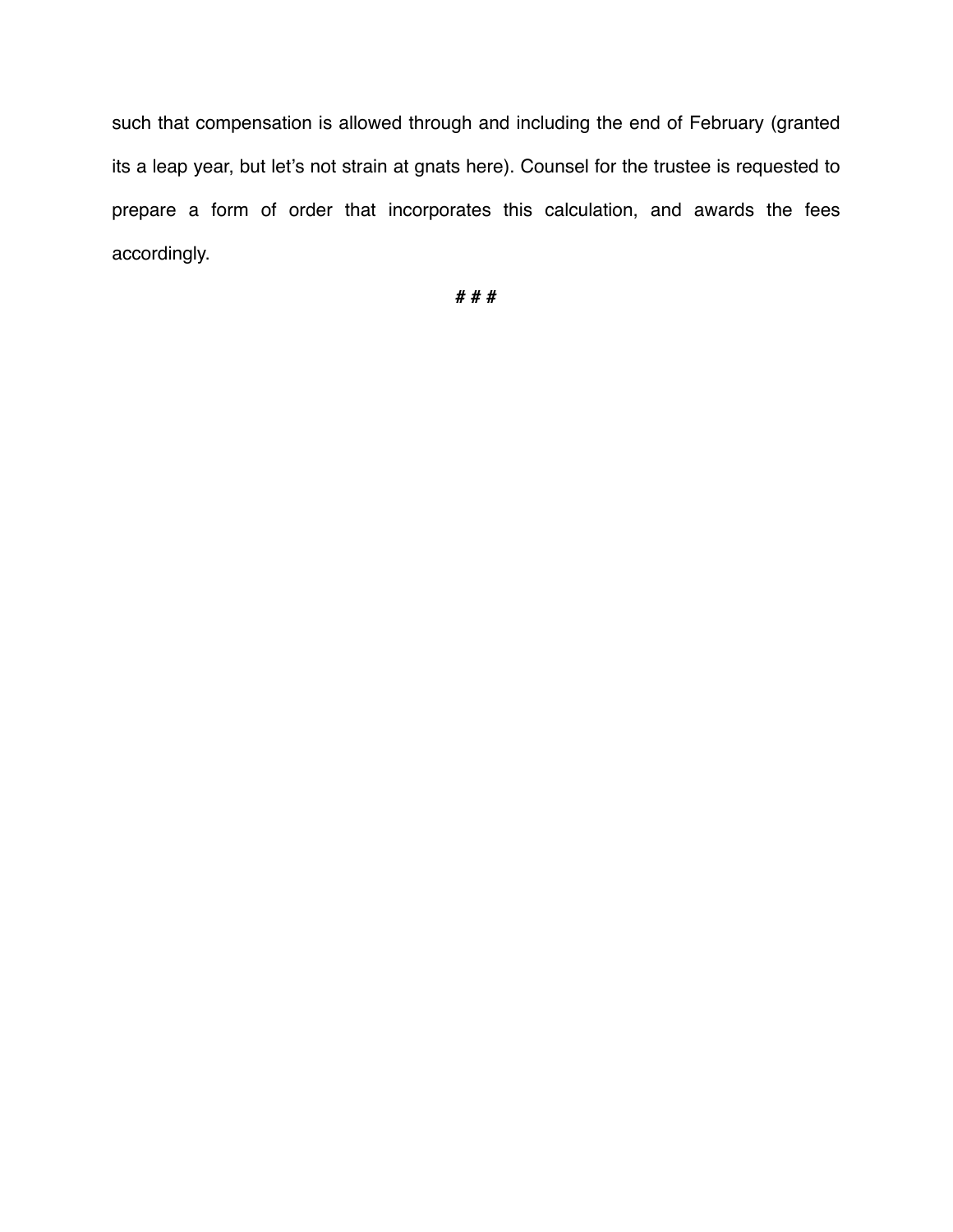such that compensation is allowed through and including the end of February (granted its a leap year, but let's not strain at gnats here). Counsel for the trustee is requested to prepare a form of order that incorporates this calculation, and awards the fees accordingly.

**# # #**